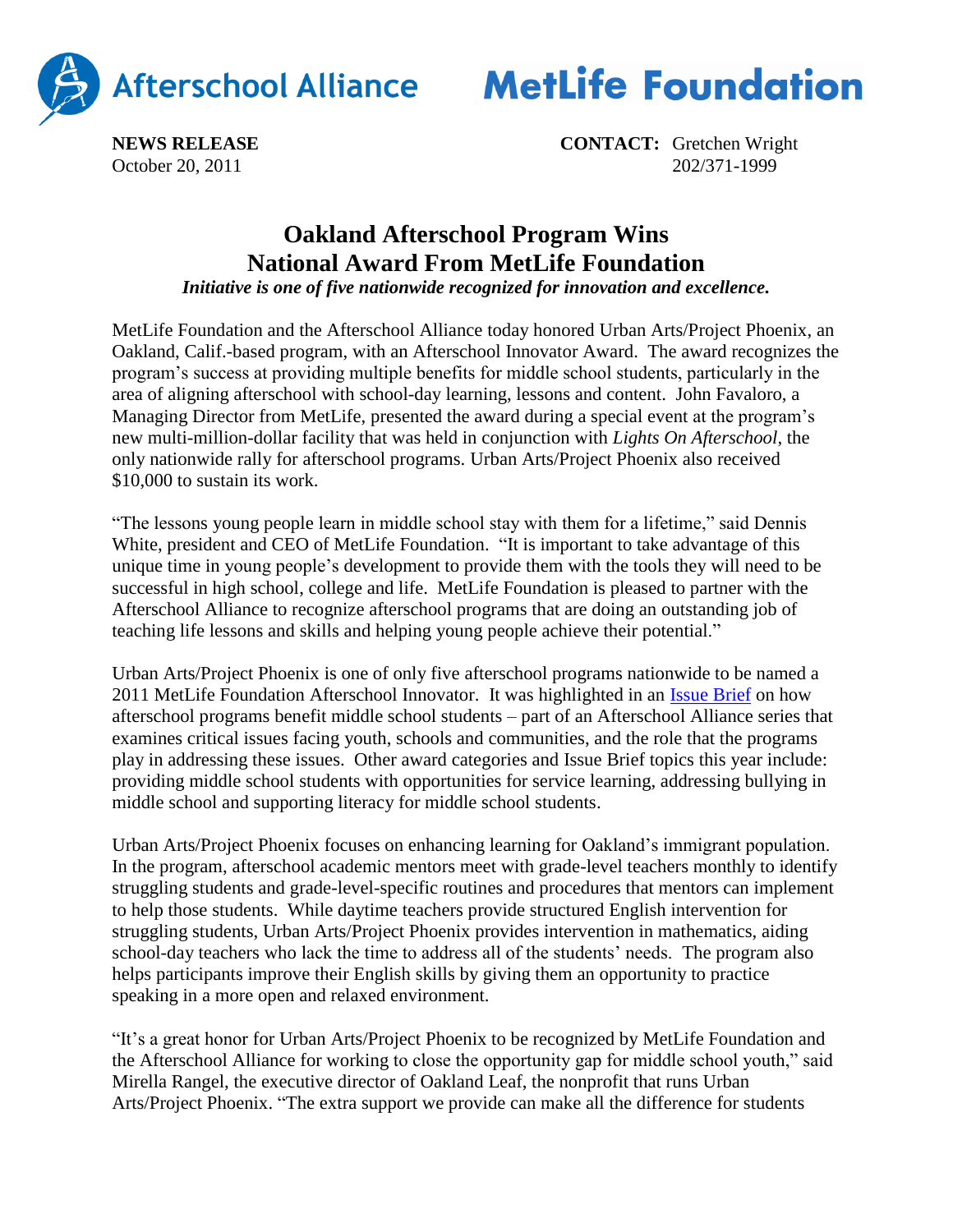Afterschool Alliance MetLife Foundation

**NEWS RELEASE**
October 20, 2011

**CONTACT:** Gretchen Wright
202/371-1999

# Oakland Afterschool Program Wins National Award From MetLife Foundation

***Initiative is one of five nationwide recognized for innovation and excellence.***

MetLife Foundation and the Afterschool Alliance today honored Urban Arts/Project Phoenix, an Oakland, Calif.-based program, with an Afterschool Innovator Award. The award recognizes the program's success at providing multiple benefits for middle school students, particularly in the area of aligning afterschool with school-day learning, lessons and content. John Favaloro, a Managing Director from MetLife, presented the award during a special event at the program's new multi-million-dollar facility that was held in conjunction with *Lights On Afterschool*, the only nationwide rally for afterschool programs. Urban Arts/Project Phoenix also received $10,000 to sustain its work.

"The lessons young people learn in middle school stay with them for a lifetime," said Dennis White, president and CEO of MetLife Foundation. "It is important to take advantage of this unique time in young people's development to provide them with the tools they will need to be successful in high school, college and life. MetLife Foundation is pleased to partner with the Afterschool Alliance to recognize afterschool programs that are doing an outstanding job of teaching life lessons and skills and helping young people achieve their potential."

Urban Arts/Project Phoenix is one of only five afterschool programs nationwide to be named a 2011 MetLife Foundation Afterschool Innovator. It was highlighted in an Issue Brief on how afterschool programs benefit middle school students – part of an Afterschool Alliance series that examines critical issues facing youth, schools and communities, and the role that the programs play in addressing these issues. Other award categories and Issue Brief topics this year include: providing middle school students with opportunities for service learning, addressing bullying in middle school and supporting literacy for middle school students.

Urban Arts/Project Phoenix focuses on enhancing learning for Oakland's immigrant population. In the program, afterschool academic mentors meet with grade-level teachers monthly to identify struggling students and grade-level-specific routines and procedures that mentors can implement to help those students. While daytime teachers provide structured English intervention for struggling students, Urban Arts/Project Phoenix provides intervention in mathematics, aiding school-day teachers who lack the time to address all of the students' needs. The program also helps participants improve their English skills by giving them an opportunity to practice speaking in a more open and relaxed environment.

"It's a great honor for Urban Arts/Project Phoenix to be recognized by MetLife Foundation and the Afterschool Alliance for working to close the opportunity gap for middle school youth," said Mirella Rangel, the executive director of Oakland Leaf, the nonprofit that runs Urban Arts/Project Phoenix. "The extra support we provide can make all the difference for students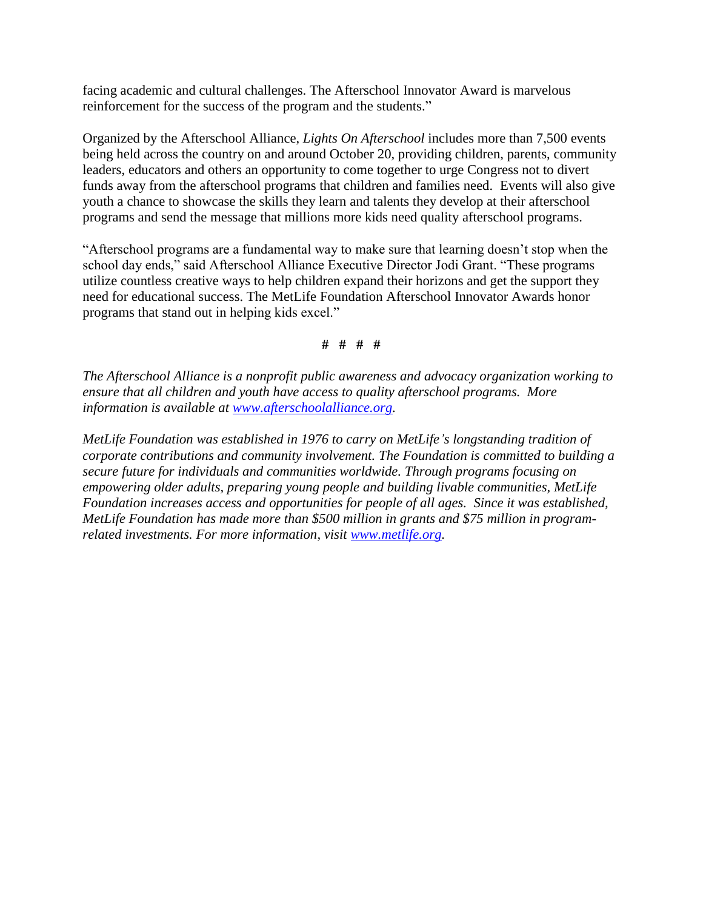facing academic and cultural challenges. The Afterschool Innovator Award is marvelous reinforcement for the success of the program and the students."

Organized by the Afterschool Alliance, *Lights On Afterschool* includes more than 7,500 events being held across the country on and around October 20, providing children, parents, community leaders, educators and others an opportunity to come together to urge Congress not to divert funds away from the afterschool programs that children and families need. Events will also give youth a chance to showcase the skills they learn and talents they develop at their afterschool programs and send the message that millions more kids need quality afterschool programs.

"Afterschool programs are a fundamental way to make sure that learning doesn't stop when the school day ends," said Afterschool Alliance Executive Director Jodi Grant. "These programs utilize countless creative ways to help children expand their horizons and get the support they need for educational success. The MetLife Foundation Afterschool Innovator Awards honor programs that stand out in helping kids excel."

# # # #

*The Afterschool Alliance is a nonprofit public awareness and advocacy organization working to ensure that all children and youth have access to quality afterschool programs. More information is available at [www.afterschoolalliance.org](http://www.afterschoolalliance.org).*

*MetLife Foundation was established in 1976 to carry on MetLife's longstanding tradition of corporate contributions and community involvement. The Foundation is committed to building a secure future for individuals and communities worldwide. Through programs focusing on empowering older adults, preparing young people and building livable communities, MetLife Foundation increases access and opportunities for people of all ages. Since it was established, MetLife Foundation has made more than $500 million in grants and $75 million in program-related investments. For more information, visit [www.metlife.org](http://www.metlife.org).*